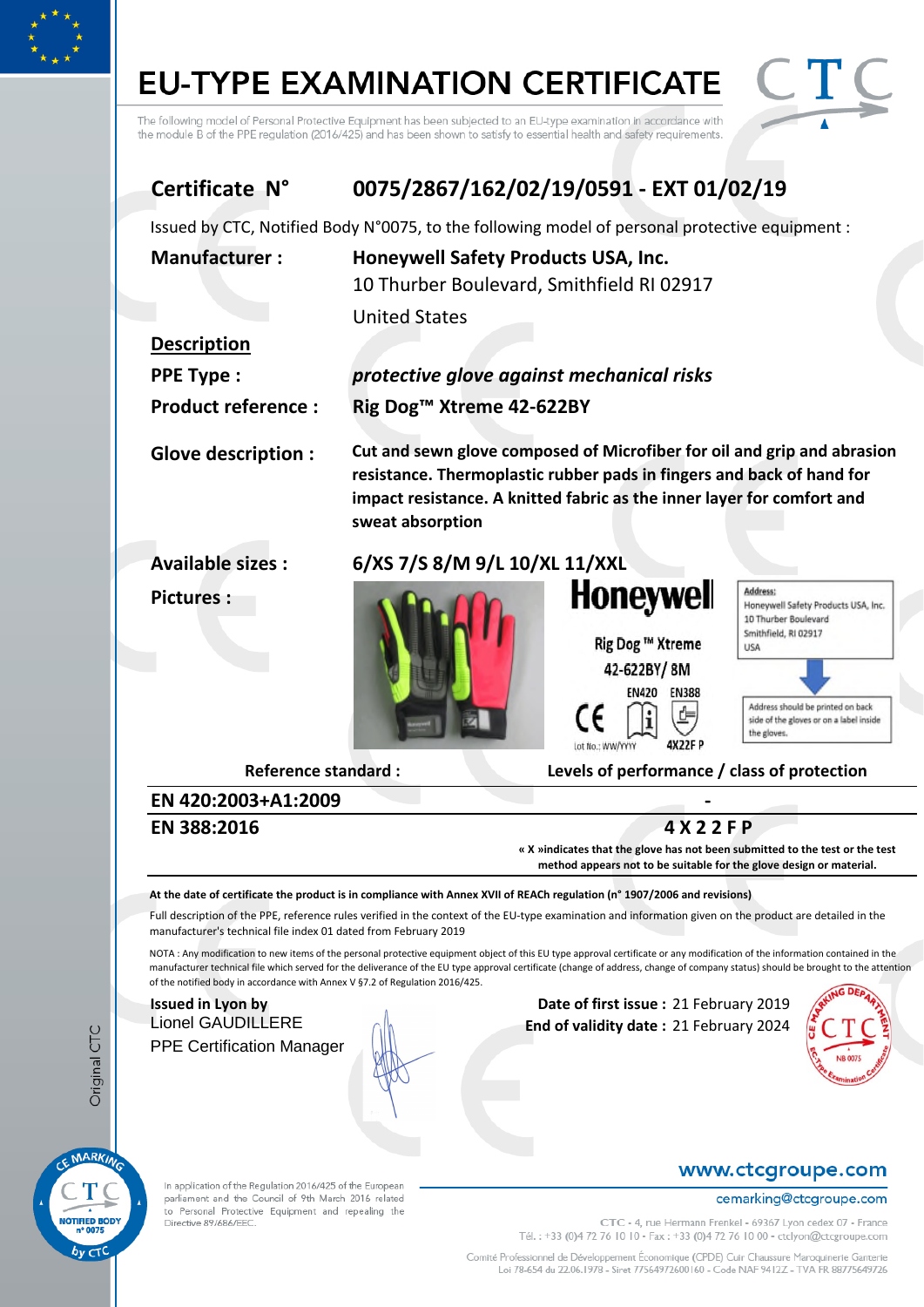# EU-TYPE EXAMINATION CERTIFICATE

The following model of Personal Protective Equipment has been subjected to an EU-type examination in accordance with the module B of the PPE regulation (2016/425) and has been shown to satisfy to essential health and safety requirements.

## Certificate N° 0075/2867/162/02/19/0591 - EXT 01/02/19

Issued by CTC, Notified Body N°0075, to the following model of personal protective equipment :

**Manufacturer :** **Honeywell Safety Products USA, Inc.**
10 Thurber Boulevard, Smithfield RI 02917
United States

**Description**

**PPE Type :** ***protective glove against mechanical risks***

**Product reference :** **Rig Dog™ Xtreme 42-622BY**

**Glove description :** **Cut and sewn glove composed of Microfiber for oil and grip and abrasion resistance. Thermoplastic rubber pads in fingers and back of hand for impact resistance. A knitted fabric as the inner layer for comfort and sweat absorption**

**Available sizes :** **6/XS 7/S 8/M 9/L 10/XL 11/XXL**

**Pictures :**

Honeywell

Rig Dog ™ Xtreme
42-622BY/ 8M
EN420 EN388
4X22F P
Lot No.: WW/YYYY

Address:
Honeywell Safety Products USA, Inc.
10 Thurber Boulevard
Smithfield, RI 02917
USA

Address should be printed on back side of the gloves or on a label inside the gloves.

| Reference standard : | Levels of performance / class of protection |
|---|---|
| EN 420:2003+A1:2009 | - |
| EN 388:2016 | 4 X 2 2 F P |

**« X »indicates that the glove has not been submitted to the test or the test method appears not to be suitable for the glove design or material.**

**At the date of certificate the product is in compliance with Annex XVII of REACh regulation (n° 1907/2006 and revisions)**

Full description of the PPE, reference rules verified in the context of the EU-type examination and information given on the product are detailed in the manufacturer's technical file index 01 dated from February 2019

NOTA : Any modification to new items of the personal protective equipment object of this EU type approval certificate or any modification of the information contained in the manufacturer technical file which served for the deliverance of the EU type approval certificate (change of address, change of company status) should be brought to the attention of the notified body in accordance with Annex V §7.2 of Regulation 2016/425.

**Issued in Lyon by**
Lionel GAUDILLERE
PPE Certification Manager

**Date of first issue :** 21 February 2019
**End of validity date :** 21 February 2024

Original CTC

In application of the Regulation 2016/425 of the European parliament and the Council of 9th March 2016 related to Personal Protective Equipment and repealing the Directive 89/686/EEC.

www.ctcgroupe.com
cemarking@ctcgroupe.com

CTC - 4, rue Hermann Frenkel - 69367 Lyon cedex 07 - France
Tél. : +33 (0)4 72 76 10 10 - Fax : +33 (0)4 72 76 10 00 - ctclyon@ctcgroupe.com

Comité Professionnel de Développement Économique (CPDE) Cuir Chaussure Maroquinerie Ganterie
Loi 78-654 du 22.06.1978 - Siret 77564972600160 - Code NAF 9412Z - TVA FR 88775649726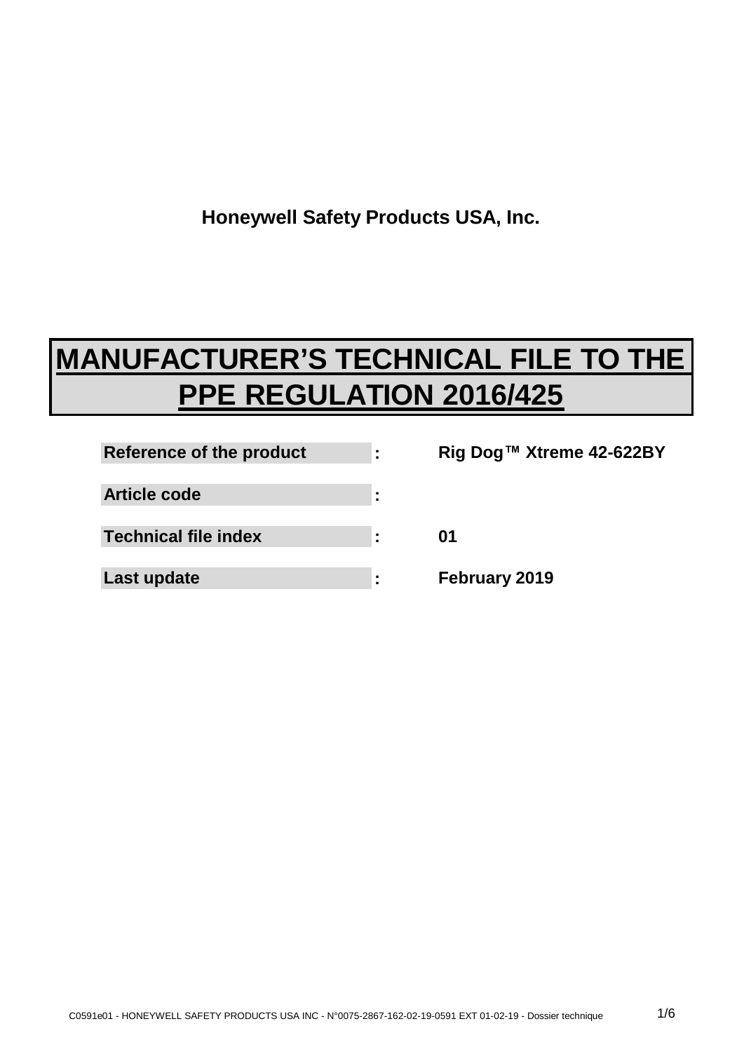**Honeywell Safety Products USA, Inc.**

# MANUFACTURER'S TECHNICAL FILE TO THE PPE REGULATION 2016/425

| | | |
|---|---|---|
| **Reference of the product** | **:** | **Rig Dog™ Xtreme 42-622BY** |
| **Article code** | **:** | |
| **Technical file index** | **:** | **01** |
| **Last update** | **:** | **February 2019** |

C0591e01 - HONEYWELL SAFETY PRODUCTS USA INC - N°0075-2867-162-02-19-0591 EXT 01-02-19 - Dossier technique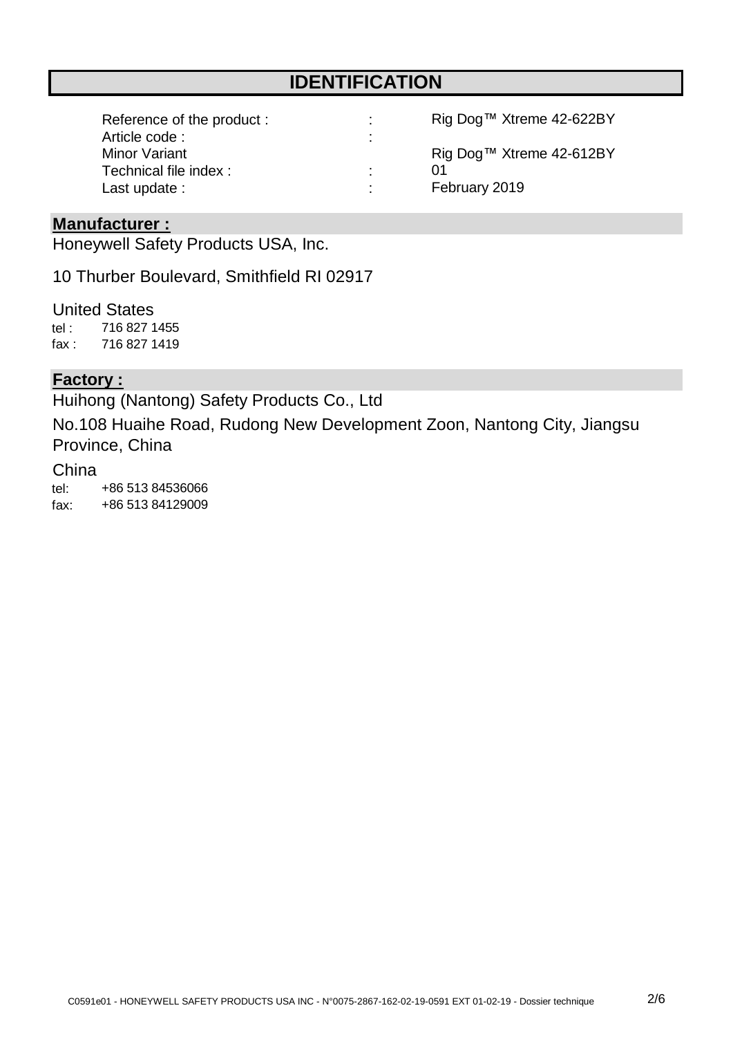# IDENTIFICATION

| | | |
|---|---|---|
| Reference of the product : | : | Rig Dog™ Xtreme 42-622BY |
| Article code : | : | |
| Minor Variant | | Rig Dog™ Xtreme 42-612BY |
| Technical file index : | : | 01 |
| Last update : | : | February 2019 |

## Manufacturer :

Honeywell Safety Products USA, Inc.

10 Thurber Boulevard, Smithfield RI 02917

United States

tel : 716 827 1455

fax : 716 827 1419

## Factory :

Huihong (Nantong) Safety Products Co., Ltd

No.108 Huaihe Road, Rudong New Development Zoon, Nantong City, Jiangsu Province, China

China

tel: +86 513 84536066

fax: +86 513 84129009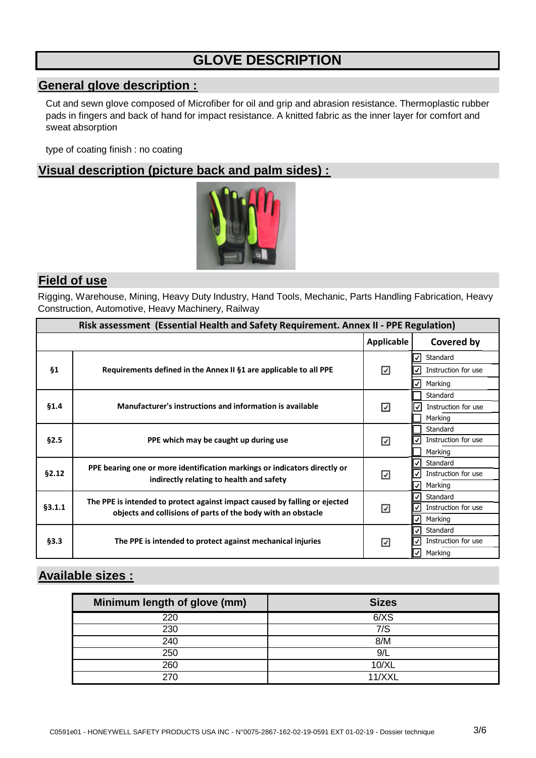# GLOVE DESCRIPTION

## General glove description :

Cut and sewn glove composed of Microfiber for oil and grip and abrasion resistance. Thermoplastic rubber pads in fingers and back of hand for impact resistance. A knitted fabric as the inner layer for comfort and sweat absorption

type of coating finish : no coating

## Visual description (picture back and palm sides) :

## Field of use

Rigging, Warehouse, Mining, Heavy Duty Industry, Hand Tools, Mechanic, Parts Handling Fabrication, Heavy Construction, Automotive, Heavy Machinery, Railway

| Risk assessment (Essential Health and Safety Requirement. Annex II - PPE Regulation) | | | |
|---|---|---|---|
| | | Applicable | Covered by |
| §1 | Requirements defined in the Annex II §1 are applicable to all PPE | ☑ | ☑ Standard<br>☑ Instruction for use<br>☑ Marking |
| §1.4 | Manufacturer's instructions and information is available | ☑ | ☐ Standard<br>☑ Instruction for use<br>☐ Marking |
| §2.5 | PPE which may be caught up during use | ☑ | ☐ Standard<br>☑ Instruction for use<br>☐ Marking |
| §2.12 | PPE bearing one or more identification markings or indicators directly or indirectly relating to health and safety | ☑ | ☑ Standard<br>☑ Instruction for use<br>☑ Marking |
| §3.1.1 | The PPE is intended to protect against impact caused by falling or ejected objects and collisions of parts of the body with an obstacle | ☑ | ☑ Standard<br>☑ Instruction for use<br>☑ Marking |
| §3.3 | The PPE is intended to protect against mechanical injuries | ☑ | ☑ Standard<br>☑ Instruction for use<br>☑ Marking |

## Available sizes :

| Minimum length of glove (mm) | Sizes |
|---|---|
| 220 | 6/XS |
| 230 | 7/S |
| 240 | 8/M |
| 250 | 9/L |
| 260 | 10/XL |
| 270 | 11/XXL |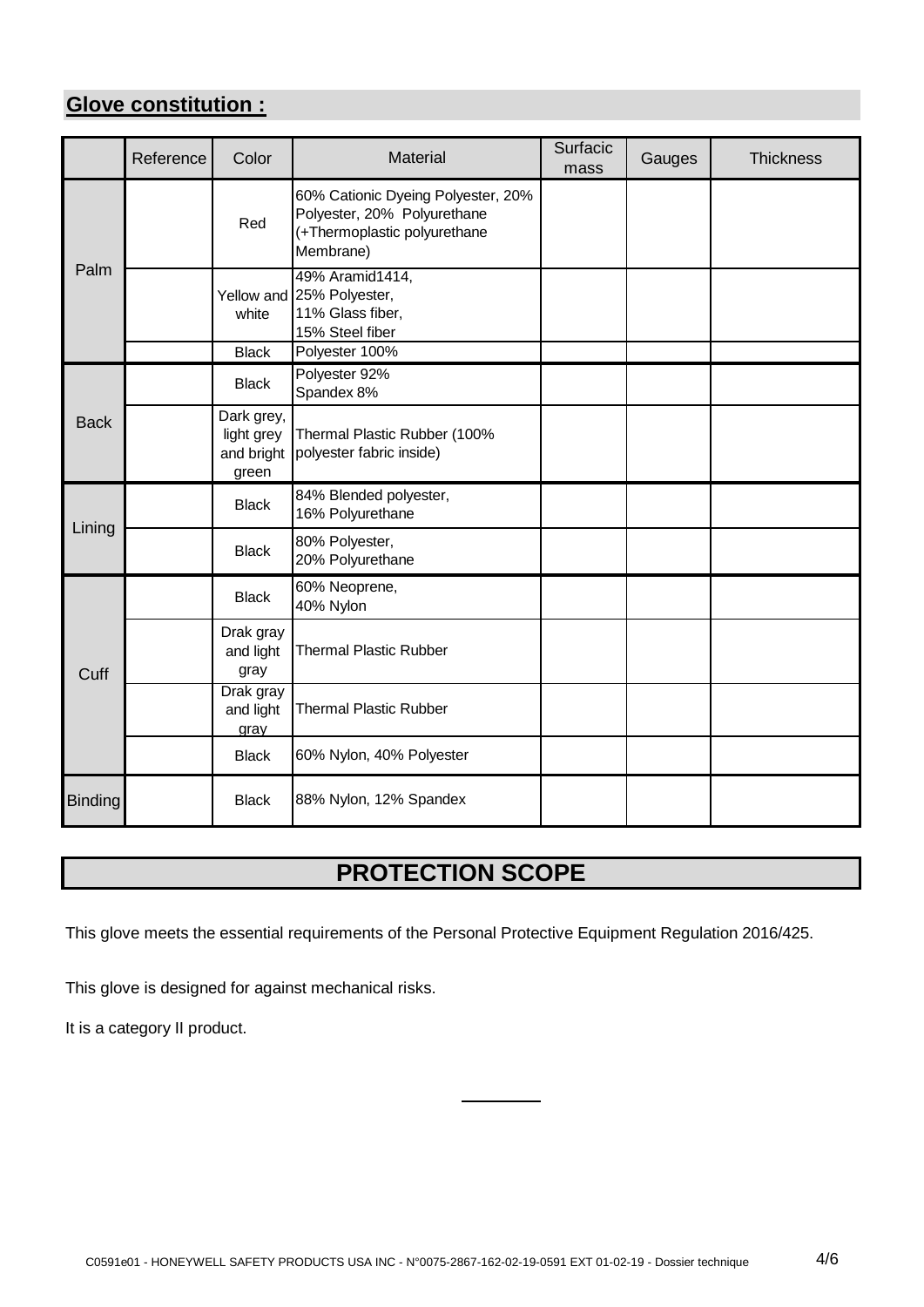## Glove constitution :

| | Reference | Color | Material | Surfacic mass | Gauges | Thickness |
|---|---|---|---|---|---|---|
| Palm | | Red | 60% Cationic Dyeing Polyester, 20% Polyester, 20% Polyurethane (+Thermoplastic polyurethane Membrane) | | | |
| | | Yellow and white | 49% Aramid1414, 25% Polyester, 11% Glass fiber, 15% Steel fiber | | | |
| | | Black | Polyester 100% | | | |
| Back | | Black | Polyester 92% Spandex 8% | | | |
| | | Dark grey, light grey and bright green | Thermal Plastic Rubber (100% polyester fabric inside) | | | |
| Lining | | Black | 84% Blended polyester, 16% Polyurethane | | | |
| | | Black | 80% Polyester, 20% Polyurethane | | | |
| Cuff | | Black | 60% Neoprene, 40% Nylon | | | |
| | | Drak gray and light gray | Thermal Plastic Rubber | | | |
| | | Drak gray and light gray | Thermal Plastic Rubber | | | |
| | | Black | 60% Nylon, 40% Polyester | | | |
| Binding | | Black | 88% Nylon, 12% Spandex | | | |

# PROTECTION SCOPE

This glove meets the essential requirements of the Personal Protective Equipment Regulation 2016/425.

This glove is designed for against mechanical risks.

It is a category II product.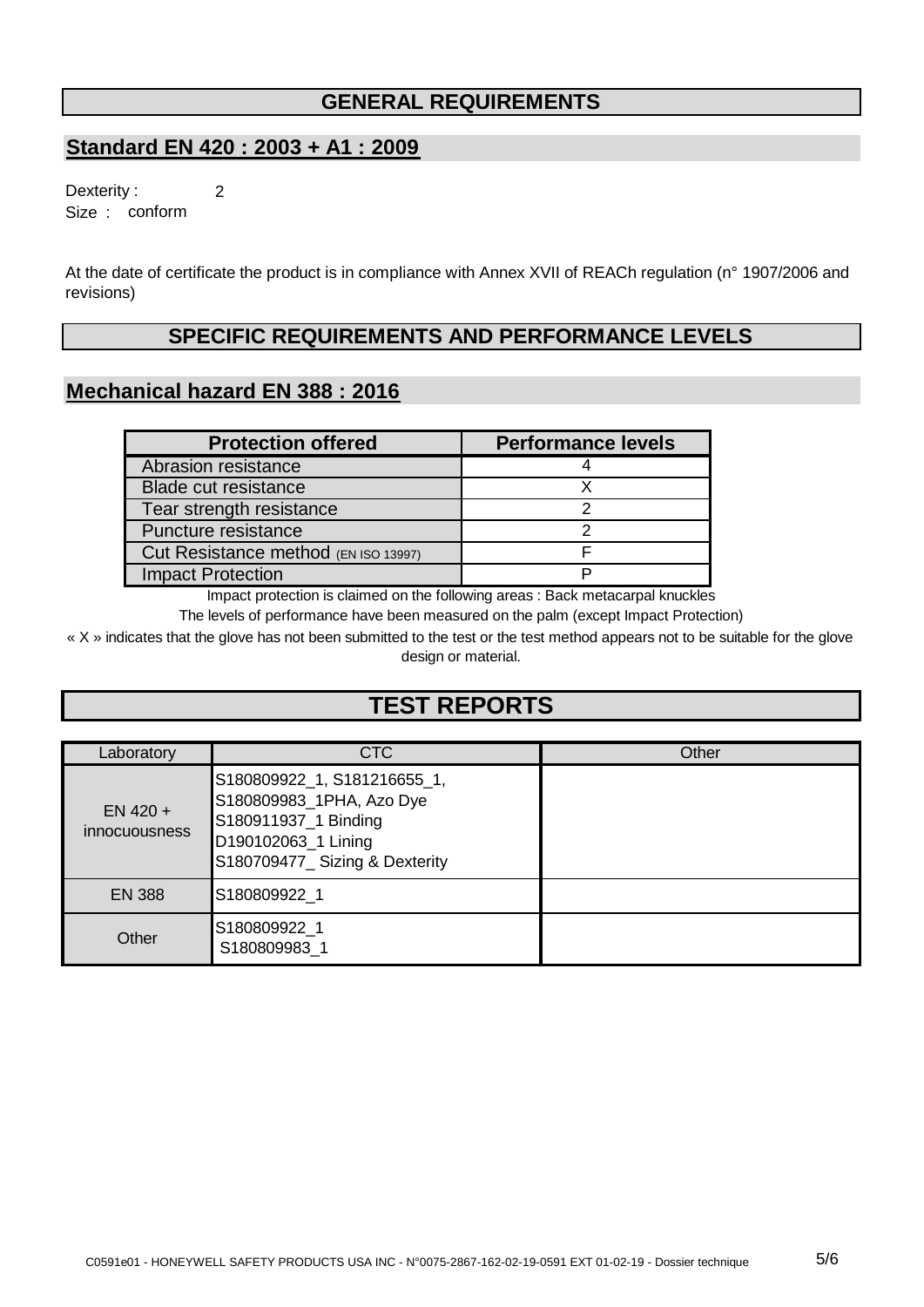# GENERAL REQUIREMENTS

## Standard EN 420 : 2003 + A1 : 2009

Dexterity : 2

Size : conform

At the date of certificate the product is in compliance with Annex XVII of REACh regulation (n° 1907/2006 and revisions)

# SPECIFIC REQUIREMENTS AND PERFORMANCE LEVELS

## Mechanical hazard EN 388 : 2016

| Protection offered | Performance levels |
|---|---|
| Abrasion resistance | 4 |
| Blade cut resistance | X |
| Tear strength resistance | 2 |
| Puncture resistance | 2 |
| Cut Resistance method (EN ISO 13997) | F |
| Impact Protection | P |

Impact protection is claimed on the following areas : Back metacarpal knuckles

The levels of performance have been measured on the palm (except Impact Protection)

« X » indicates that the glove has not been submitted to the test or the test method appears not to be suitable for the glove design or material.

# TEST REPORTS

| Laboratory | CTC | Other |
|---|---|---|
| EN 420 + innocuousness | S180809922_1, S181216655_1, S180809983_1PHA, Azo Dye<br>S180911937_1 Binding<br>D190102063_1 Lining<br>S180709477_ Sizing & Dexterity | |
| EN 388 | S180809922_1 | |
| Other | S180809922_1<br>S180809983_1 | |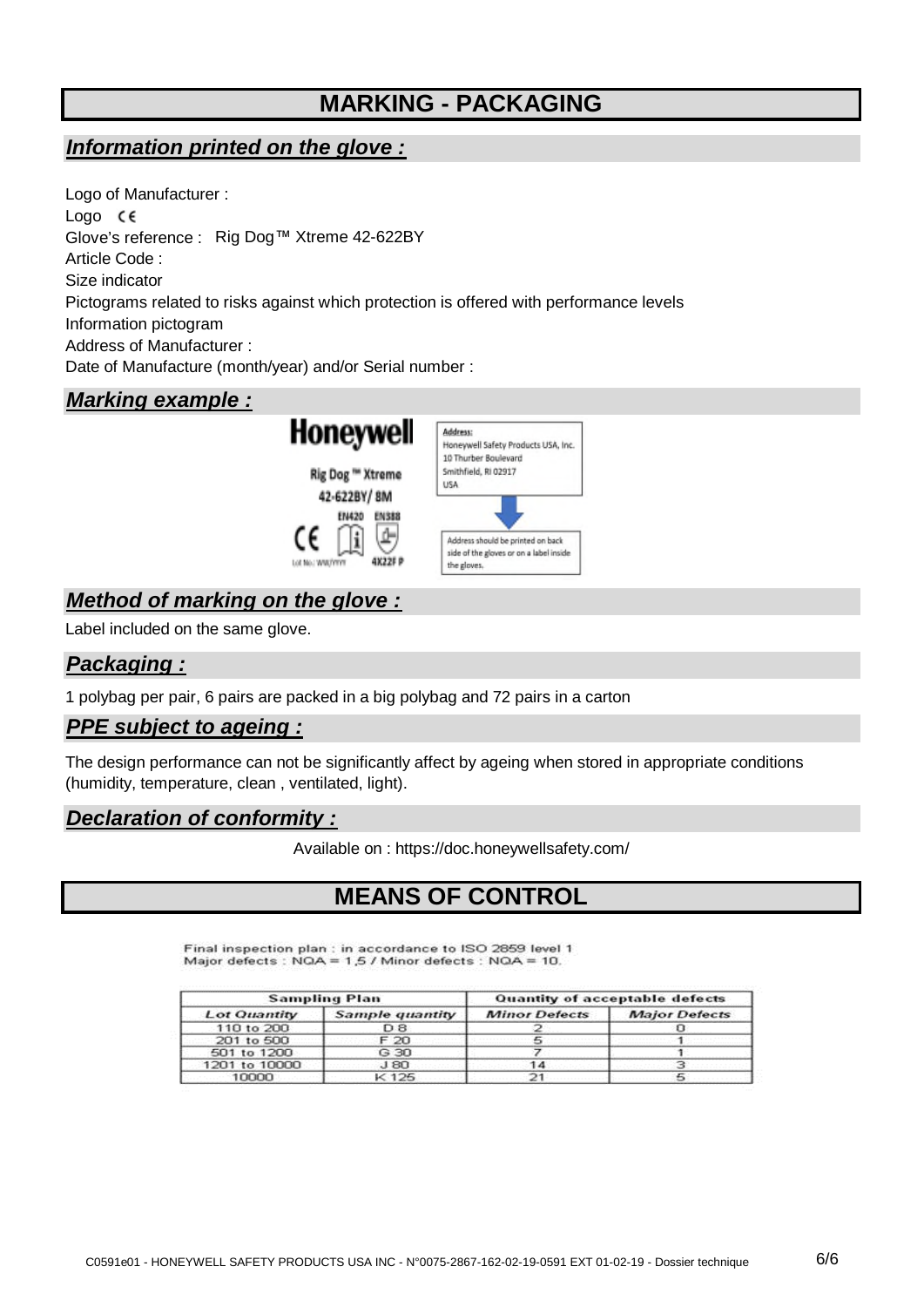# MARKING - PACKAGING

## *Information printed on the glove :*

Logo of Manufacturer :
Logo CE
Glove's reference : Rig Dog™ Xtreme 42-622BY
Article Code :
Size indicator
Pictograms related to risks against which protection is offered with performance levels
Information pictogram
Address of Manufacturer :
Date of Manufacture (month/year) and/or Serial number :

## *Marking example :*

Honeywell
Rig Dog ™ Xtreme
42-622BY/ 8M
EN420 EN388
CE
Lot No.: WW/YYYY 4X22F P

Address:
Honeywell Safety Products USA, Inc.
10 Thurber Boulevard
Smithfield, RI 02917
USA

Address should be printed on back side of the gloves or on a label inside the gloves.

## *Method of marking on the glove :*

Label included on the same glove.

## *Packaging :*

1 polybag per pair, 6 pairs are packed in a big polybag and 72 pairs in a carton

## *PPE subject to ageing :*

The design performance can not be significantly affect by ageing when stored in appropriate conditions (humidity, temperature, clean , ventilated, light).

## *Declaration of conformity :*

Available on : https://doc.honeywellsafety.com/

# MEANS OF CONTROL

Final inspection plan : in accordance to ISO 2859 level 1
Major defects : NQA = 1,5 / Minor defects : NQA = 10.

| Sampling Plan | | Quantity of acceptable defects | |
|---|---|---|---|
| Lot Quantity | Sample quantity | Minor Defects | Major Defects |
| 110 to 200 | D 8 | 2 | 0 |
| 201 to 500 | F 20 | 5 | 1 |
| 501 to 1200 | G 30 | 7 | 1 |
| 1201 to 10000 | J 80 | 14 | 3 |
| 10000 | K 125 | 21 | 5 |

C0591e01 - HONEYWELL SAFETY PRODUCTS USA INC - N°0075-2867-162-02-19-0591 EXT 01-02-19 - Dossier technique